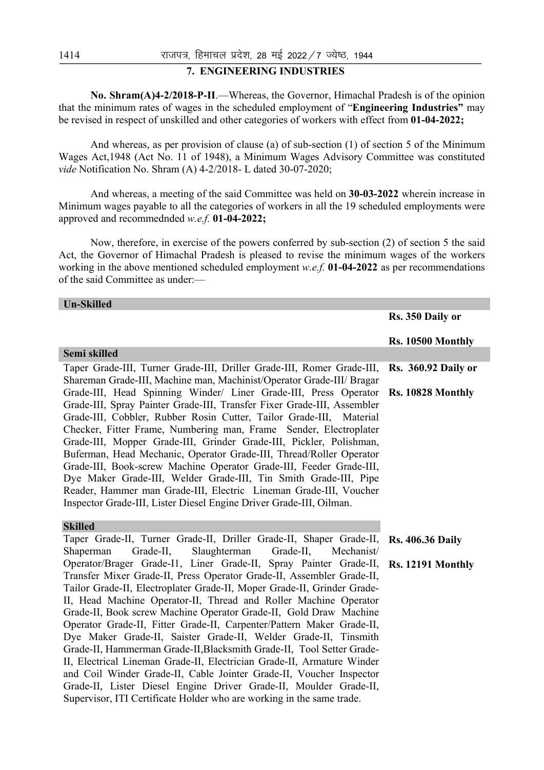## 7. ENGINEERING INDUSTRIES

**No. Shram(A)4-2/2018-P-II**.—Whereas, the Governor, Himachal Pradesh is of the opinion that the minimum rates of wages in the scheduled employment of "**Engineering Industries"** may be revised in respect of unskilled and other categories of workers with effect from **01-04-2022;**

And whereas, as per provision of clause (a) of sub-section (1) of section 5 of the Minimum Wages Act,1948 (Act No. 11 of 1948), a Minimum Wages Advisory Committee was constituted *vide* Notification No. Shram (A) 4-2/2018- L dated 30-07-2020;

And whereas, a meeting of the said Committee was held on **30-03-2022** wherein increase in Minimum wages payable to all the categories of workers in all the 19 scheduled employments were approved and recommednded *w.e.f.* **01-04-2022;**

Now, therefore, in exercise of the powers conferred by sub-section (2) of section 5 the said Act, the Governor of Himachal Pradesh is pleased to revise the minimum wages of the workers working in the above mentioned scheduled employment *w.e.f.* **01-04-2022** as per recommendations of the said Committee as under:—

| **Un-Skilled** | |
|---|---|
| | **Rs. 350 Daily or** <br> **Rs. 10500 Monthly** |
| **Semi skilled** | |
| Taper Grade-III, Turner Grade-III, Driller Grade-III, Romer Grade-III, Shareman Grade-III, Machine man, Machinist/Operator Grade-III/ Bragar Grade-III, Head Spinning Winder/ Liner Grade-III, Press Operator Grade-III, Spray Painter Grade-III, Transfer Fixer Grade-III, Assembler Grade-III, Cobbler, Rubber Rosin Cutter, Tailor Grade-III, Material Checker, Fitter Frame, Numbering man, Frame Sender, Electroplater Grade-III, Mopper Grade-III, Grinder Grade-III, Pickler, Polishman, Buferman, Head Mechanic, Operator Grade-III, Thread/Roller Operator Grade-III, Book-screw Machine Operator Grade-III, Feeder Grade-III, Dye Maker Grade-III, Welder Grade-III, Tin Smith Grade-III, Pipe Reader, Hammer man Grade-III, Electric Lineman Grade-III, Voucher Inspector Grade-III, Lister Diesel Engine Driver Grade-III, Oilman. | **Rs. 360.92 Daily or** <br> **Rs. 10828 Monthly** |
| **Skilled** | |
| Taper Grade-II, Turner Grade-II, Driller Grade-II, Shaper Grade-II, Shaperman Grade-II, Slaughterman Grade-II, Mechanist/ Operator/Brager Grade-I1, Liner Grade-II, Spray Painter Grade-II, Transfer Mixer Grade-II, Press Operator Grade-II, Assembler Grade-II, Tailor Grade-II, Electroplater Grade-II, Moper Grade-II, Grinder Grade-II, Head Machine Operator-II, Thread and Roller Machine Operator Grade-II, Book screw Machine Operator Grade-II, Gold Draw Machine Operator Grade-II, Fitter Grade-II, Carpenter/Pattern Maker Grade-II, Dye Maker Grade-II, Saister Grade-II, Welder Grade-II, Tinsmith Grade-II, Hammerman Grade-II,Blacksmith Grade-II, Tool Setter Grade-II, Electrical Lineman Grade-II, Electrician Grade-II, Armature Winder and Coil Winder Grade-II, Cable Jointer Grade-II, Voucher Inspector Grade-II, Lister Diesel Engine Driver Grade-II, Moulder Grade-II, Supervisor, ITI Certificate Holder who are working in the same trade. | **Rs. 406.36 Daily** <br> **Rs. 12191 Monthly** |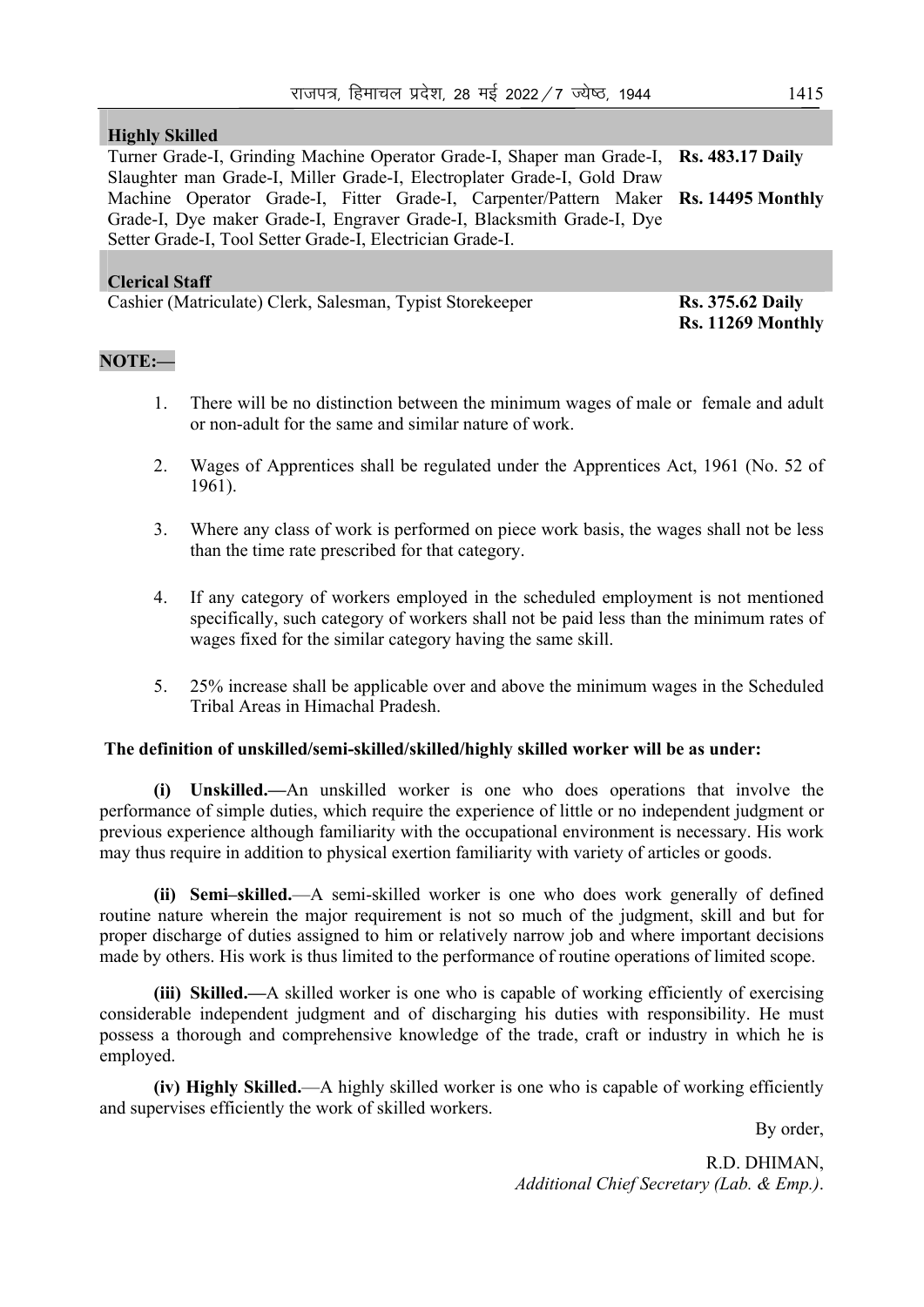| | |
|---|---|
| **Highly Skilled** | |
| Turner Grade-I, Grinding Machine Operator Grade-I, Shaper man Grade-I, Slaughter man Grade-I, Miller Grade-I, Electroplater Grade-I, Gold Draw Machine Operator Grade-I, Fitter Grade-I, Carpenter/Pattern Maker Grade-I, Dye maker Grade-I, Engraver Grade-I, Blacksmith Grade-I, Dye Setter Grade-I, Tool Setter Grade-I, Electrician Grade-I. | **Rs. 483.17 Daily** **Rs. 14495 Monthly** |
| **Clerical Staff** | |
| Cashier (Matriculate) Clerk, Salesman, Typist Storekeeper | **Rs. 375.62 Daily** **Rs. 11269 Monthly** |

**NOTE:—**

1. There will be no distinction between the minimum wages of male or female and adult or non-adult for the same and similar nature of work.

2. Wages of Apprentices shall be regulated under the Apprentices Act, 1961 (No. 52 of 1961).

3. Where any class of work is performed on piece work basis, the wages shall not be less than the time rate prescribed for that category.

4. If any category of workers employed in the scheduled employment is not mentioned specifically, such category of workers shall not be paid less than the minimum rates of wages fixed for the similar category having the same skill.

5. 25% increase shall be applicable over and above the minimum wages in the Scheduled Tribal Areas in Himachal Pradesh.

**The definition of unskilled/semi-skilled/skilled/highly skilled worker will be as under:**

**(i) Unskilled.—**An unskilled worker is one who does operations that involve the performance of simple duties, which require the experience of little or no independent judgment or previous experience although familiarity with the occupational environment is necessary. His work may thus require in addition to physical exertion familiarity with variety of articles or goods.

**(ii) Semi–skilled.**—A semi-skilled worker is one who does work generally of defined routine nature wherein the major requirement is not so much of the judgment, skill and but for proper discharge of duties assigned to him or relatively narrow job and where important decisions made by others. His work is thus limited to the performance of routine operations of limited scope.

**(iii) Skilled.—**A skilled worker is one who is capable of working efficiently of exercising considerable independent judgment and of discharging his duties with responsibility. He must possess a thorough and comprehensive knowledge of the trade, craft or industry in which he is employed.

**(iv) Highly Skilled.**—A highly skilled worker is one who is capable of working efficiently and supervises efficiently the work of skilled workers.

By order,

R.D. DHIMAN,
*Additional Chief Secretary (Lab. & Emp.)*.